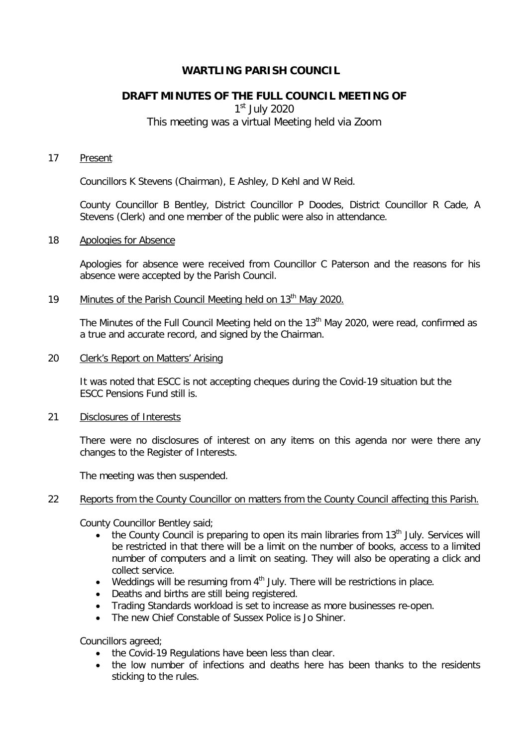# WARTLING PARISH COUNCIL

## DRAFT MINUTES OF THE FULL COUNCIL MEETING OF

1st July 2020

This meeting was a virtual Meeting held via Zoom

17 Present

Councillors K Stevens (Chairman), E Ashley, D Kehl and W Reid.

County Councillor B Bentley, District Councillor P Doodes, District Councillor R Cade, A Stevens (Clerk) and one member of the public were also in attendance.

18 Apologies for Absence

Apologies for absence were received from Councillor C Paterson and the reasons for his absence were accepted by the Parish Council.

19 Minutes of the Parish Council Meeting held on 13th May 2020.

The Minutes of the Full Council Meeting held on the 13th May 2020, were read, confirmed as a true and accurate record, and signed by the Chairman.

20 Clerk's Report on Matters' Arising

It was noted that ESCC is not accepting cheques during the Covid-19 situation but the ESCC Pensions Fund still is.

21 Disclosures of Interests

There were no disclosures of interest on any items on this agenda nor were there any changes to the Register of Interests.

The meeting was then suspended.

22 Reports from the County Councillor on matters from the County Council affecting this Parish.

County Councillor Bentley said;

- the County Council is preparing to open its main libraries from 13th July. Services will be restricted in that there will be a limit on the number of books, access to a limited number of computers and a limit on seating. They will also be operating a click and collect service.
- Weddings will be resuming from 4th July. There will be restrictions in place.
- Deaths and births are still being registered.
- Trading Standards workload is set to increase as more businesses re-open.
- The new Chief Constable of Sussex Police is Jo Shiner.

Councillors agreed;

- the Covid-19 Regulations have been less than clear.
- the low number of infections and deaths here has been thanks to the residents sticking to the rules.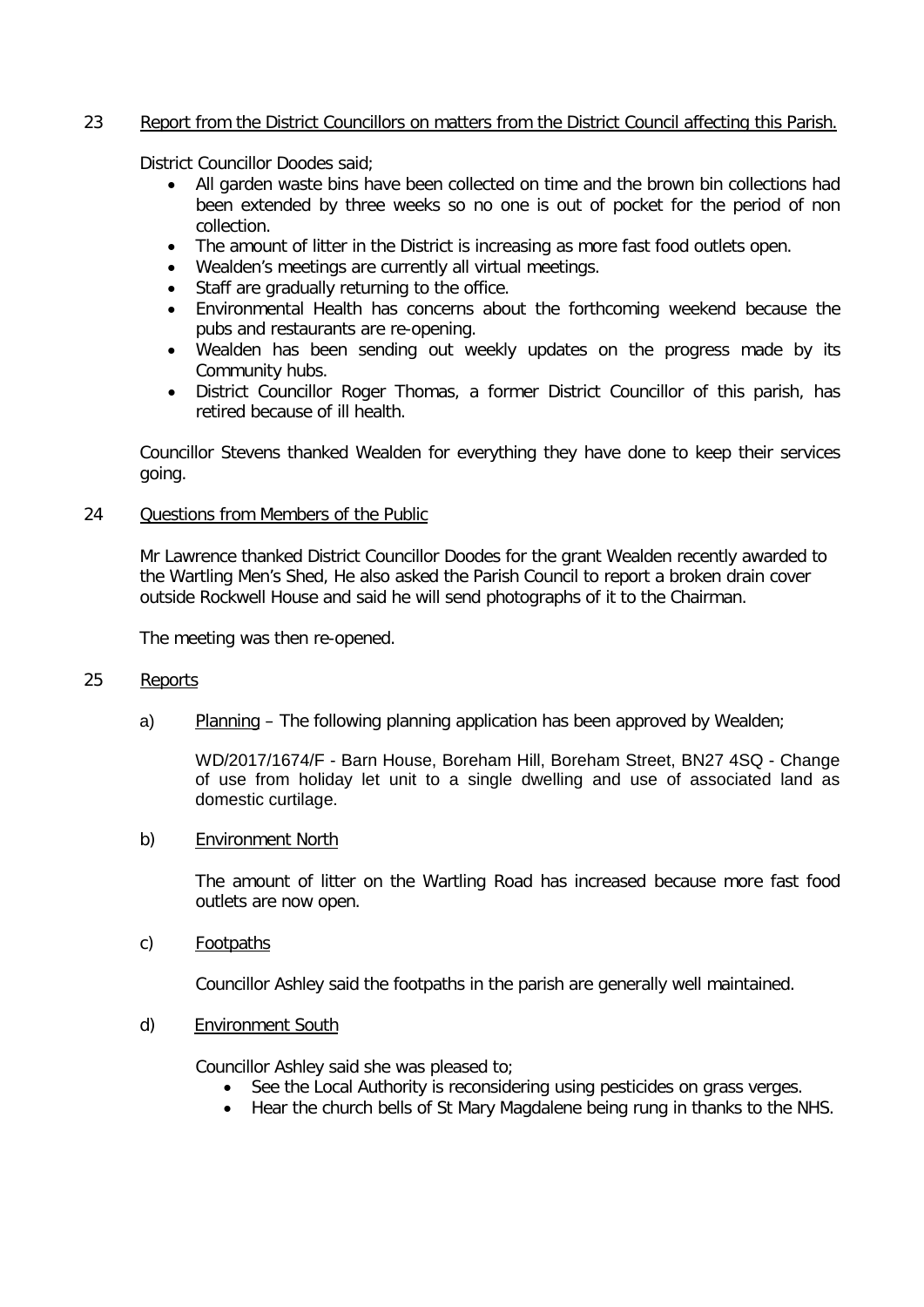## 23 Report from the District Councillors on matters from the District Council affecting this Parish.

District Councillor Doodes said;

- All garden waste bins have been collected on time and the brown bin collections had been extended by three weeks so no one is out of pocket for the period of non collection.
- The amount of litter in the District is increasing as more fast food outlets open.
- Wealden's meetings are currently all virtual meetings.
- Staff are gradually returning to the office.
- Environmental Health has concerns about the forthcoming weekend because the pubs and restaurants are re-opening.
- Wealden has been sending out weekly updates on the progress made by its Community hubs.
- District Councillor Roger Thomas, a former District Councillor of this parish, has retired because of ill health.

Councillor Stevens thanked Wealden for everything they have done to keep their services going.

## 24 Questions from Members of the Public

Mr Lawrence thanked District Councillor Doodes for the grant Wealden recently awarded to the Wartling Men's Shed, He also asked the Parish Council to report a broken drain cover outside Rockwell House and said he will send photographs of it to the Chairman.

The meeting was then re-opened.

## 25 Reports

a) Planning – The following planning application has been approved by Wealden;

WD/2017/1674/F - Barn House, Boreham Hill, Boreham Street, BN27 4SQ - Change of use from holiday let unit to a single dwelling and use of associated land as domestic curtilage.

b) Environment North

The amount of litter on the Wartling Road has increased because more fast food outlets are now open.

c) Footpaths

Councillor Ashley said the footpaths in the parish are generally well maintained.

d) Environment South

Councillor Ashley said she was pleased to;

- See the Local Authority is reconsidering using pesticides on grass verges.
- Hear the church bells of St Mary Magdalene being rung in thanks to the NHS.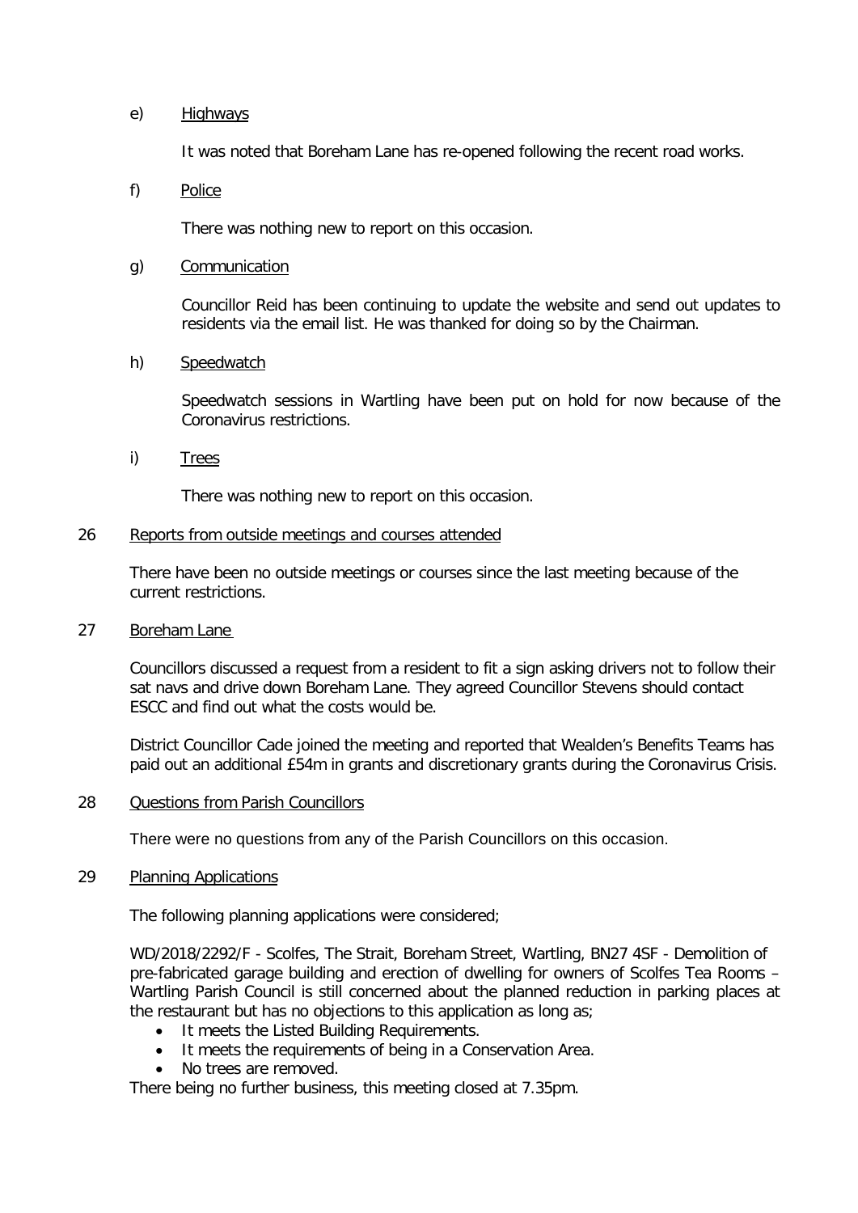e) Highways

It was noted that Boreham Lane has re-opened following the recent road works.

f) Police

There was nothing new to report on this occasion.

g) Communication

Councillor Reid has been continuing to update the website and send out updates to residents via the email list. He was thanked for doing so by the Chairman.

h) Speedwatch

Speedwatch sessions in Wartling have been put on hold for now because of the Coronavirus restrictions.

i) Trees

There was nothing new to report on this occasion.

26 Reports from outside meetings and courses attended

There have been no outside meetings or courses since the last meeting because of the current restrictions.

27 Boreham Lane

Councillors discussed a request from a resident to fit a sign asking drivers not to follow their sat navs and drive down Boreham Lane. They agreed Councillor Stevens should contact ESCC and find out what the costs would be.

District Councillor Cade joined the meeting and reported that Wealden's Benefits Teams has paid out an additional £54m in grants and discretionary grants during the Coronavirus Crisis.

28 Questions from Parish Councillors

There were no questions from any of the Parish Councillors on this occasion.

29 Planning Applications

The following planning applications were considered;

WD/2018/2292/F - Scolfes, The Strait, Boreham Street, Wartling, BN27 4SF - Demolition of pre-fabricated garage building and erection of dwelling for owners of Scolfes Tea Rooms – Wartling Parish Council is still concerned about the planned reduction in parking places at the restaurant but has no objections to this application as long as;

- It meets the Listed Building Requirements.
- It meets the requirements of being in a Conservation Area.
- No trees are removed.

There being no further business, this meeting closed at 7.35pm.